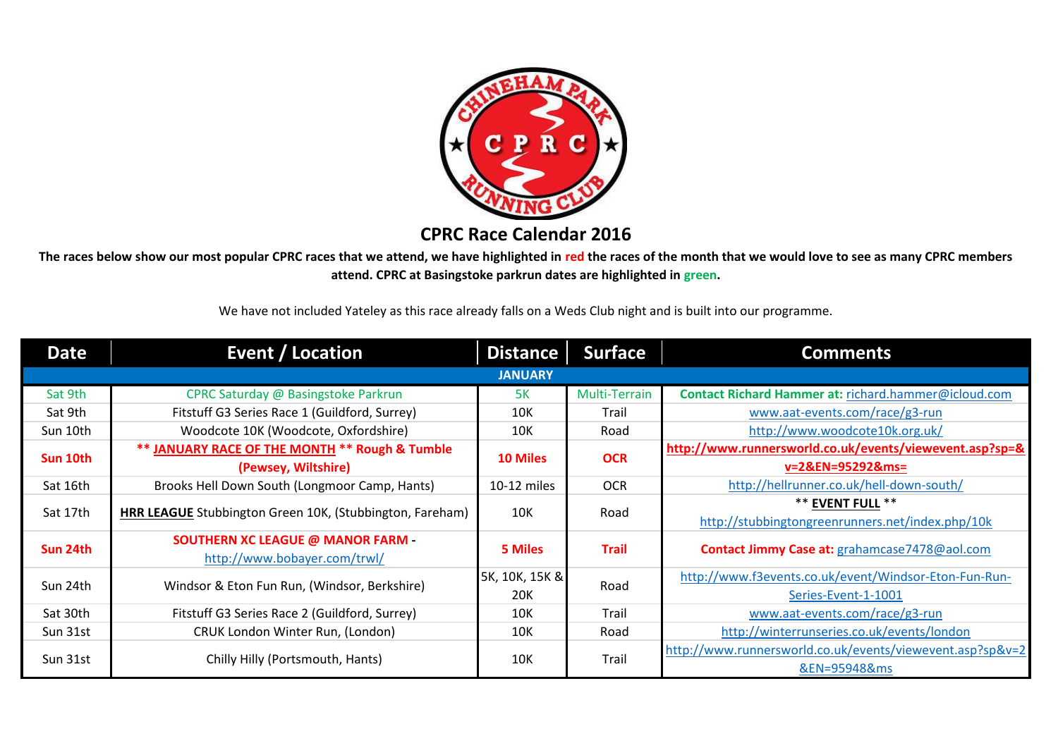# CPRC Race Calendar 2016

**The races below show our most popular CPRC races that we attend, we have highlighted in red the races of the month that we would love to see as many CPRC members attend. CPRC at Basingstoke parkrun dates are highlighted in green.**

We have not included Yateley as this race already falls on a Weds Club night and is built into our programme.

| Date | Event / Location | Distance | Surface | Comments |
|---|---|---|---|---|
| **JANUARY** | | | | |
| Sat 9th | CPRC Saturday @ Basingstoke Parkrun | 5K | Multi-Terrain | **Contact Richard Hammer at:** richard.hammer@icloud.com |
| Sat 9th | Fitstuff G3 Series Race 1 (Guildford, Surrey) | 10K | Trail | www.aat-events.com/race/g3-run |
| Sun 10th | Woodcote 10K (Woodcote, Oxfordshire) | 10K | Road | http://www.woodcote10k.org.uk/ |
| **Sun 10th** | **\*\* JANUARY RACE OF THE MONTH \*\* Rough & Tumble (Pewsey, Wiltshire)** | **10 Miles** | **OCR** | **http://www.runnersworld.co.uk/events/viewevent.asp?sp=&v=2&EN=95292&ms=** |
| Sat 16th | Brooks Hell Down South (Longmoor Camp, Hants) | 10-12 miles | OCR | http://hellrunner.co.uk/hell-down-south/ |
| Sat 17th | **HRR LEAGUE** Stubbington Green 10K, (Stubbington, Fareham) | 10K | Road | \*\* **EVENT FULL** \*\* http://stubbingtongreenrunners.net/index.php/10k |
| **Sun 24th** | **SOUTHERN XC LEAGUE @ MANOR FARM -** http://www.bobayer.com/trwl/ | **5 Miles** | **Trail** | **Contact Jimmy Case at:** grahamcase7478@aol.com |
| Sun 24th | Windsor & Eton Fun Run, (Windsor, Berkshire) | 5K, 10K, 15K & 20K | Road | http://www.f3events.co.uk/event/Windsor-Eton-Fun-Run-Series-Event-1-1001 |
| Sat 30th | Fitstuff G3 Series Race 2 (Guildford, Surrey) | 10K | Trail | www.aat-events.com/race/g3-run |
| Sun 31st | CRUK London Winter Run, (London) | 10K | Road | http://winterrunseries.co.uk/events/london |
| Sun 31st | Chilly Hilly (Portsmouth, Hants) | 10K | Trail | http://www.runnersworld.co.uk/events/viewevent.asp?sp&v=2&EN=95948&ms |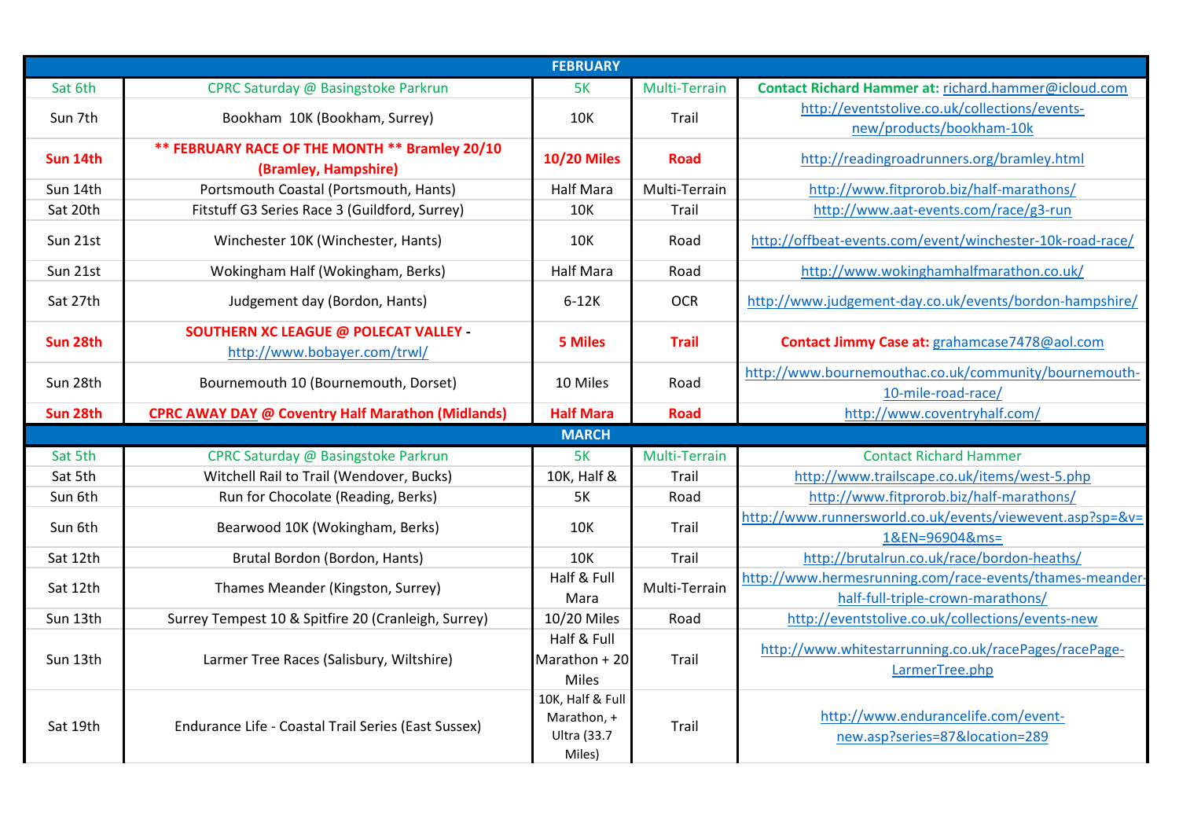| FEBRUARY | | | | |
|---|---|---|---|---|
| Sat 6th | CPRC Saturday @ Basingstoke Parkrun | 5K | Multi-Terrain | **Contact Richard Hammer at:** richard.hammer@icloud.com |
| Sun 7th | Bookham 10K (Bookham, Surrey) | 10K | Trail | http://eventstolive.co.uk/collections/events-new/products/bookham-10k |
| **Sun 14th** | **\*\* FEBRUARY RACE OF THE MONTH \*\* Bramley 20/10 (Bramley, Hampshire)** | **10/20 Miles** | **Road** | http://readingroadrunners.org/bramley.html |
| Sun 14th | Portsmouth Coastal (Portsmouth, Hants) | Half Mara | Multi-Terrain | http://www.fitprorob.biz/half-marathons/ |
| Sat 20th | Fitstuff G3 Series Race 3 (Guildford, Surrey) | 10K | Trail | http://www.aat-events.com/race/g3-run |
| Sun 21st | Winchester 10K (Winchester, Hants) | 10K | Road | http://offbeat-events.com/event/winchester-10k-road-race/ |
| Sun 21st | Wokingham Half (Wokingham, Berks) | Half Mara | Road | http://www.wokinghamhalfmarathon.co.uk/ |
| Sat 27th | Judgement day (Bordon, Hants) | 6-12K | OCR | http://www.judgement-day.co.uk/events/bordon-hampshire/ |
| **Sun 28th** | **SOUTHERN XC LEAGUE @ POLECAT VALLEY** - http://www.bobayer.com/trwl/ | **5 Miles** | **Trail** | **Contact Jimmy Case at:** grahamcase7478@aol.com |
| Sun 28th | Bournemouth 10 (Bournemouth, Dorset) | 10 Miles | Road | http://www.bournemouthac.co.uk/community/bournemouth-10-mile-road-race/ |
| **Sun 28th** | **CPRC AWAY DAY @ Coventry Half Marathon (Midlands)** | **Half Mara** | **Road** | http://www.coventryhalf.com/ |
| **MARCH** | | | | |
| Sat 5th | CPRC Saturday @ Basingstoke Parkrun | 5K | Multi-Terrain | Contact Richard Hammer |
| Sat 5th | Witchell Rail to Trail (Wendover, Bucks) | 10K, Half & | Trail | http://www.trailscape.co.uk/items/west-5.php |
| Sun 6th | Run for Chocolate (Reading, Berks) | 5K | Road | http://www.fitprorob.biz/half-marathons/ |
| Sun 6th | Bearwood 10K (Wokingham, Berks) | 10K | Trail | http://www.runnersworld.co.uk/events/viewevent.asp?sp=&v=1&EN=96904&ms= |
| Sat 12th | Brutal Bordon (Bordon, Hants) | 10K | Trail | http://brutalrun.co.uk/race/bordon-heaths/ |
| Sat 12th | Thames Meander (Kingston, Surrey) | Half & Full Mara | Multi-Terrain | http://www.hermesrunning.com/race-events/thames-meander-half-full-triple-crown-marathons/ |
| Sun 13th | Surrey Tempest 10 & Spitfire 20 (Cranleigh, Surrey) | 10/20 Miles | Road | http://eventstolive.co.uk/collections/events-new |
| Sun 13th | Larmer Tree Races (Salisbury, Wiltshire) | Half & Full Marathon + 20 Miles | Trail | http://www.whitestarrunning.co.uk/racePages/racePage-LarmerTree.php |
| Sat 19th | Endurance Life - Coastal Trail Series (East Sussex) | 10K, Half & Full Marathon, + Ultra (33.7 Miles) | Trail | http://www.endurancelife.com/event-new.asp?series=87&location=289 |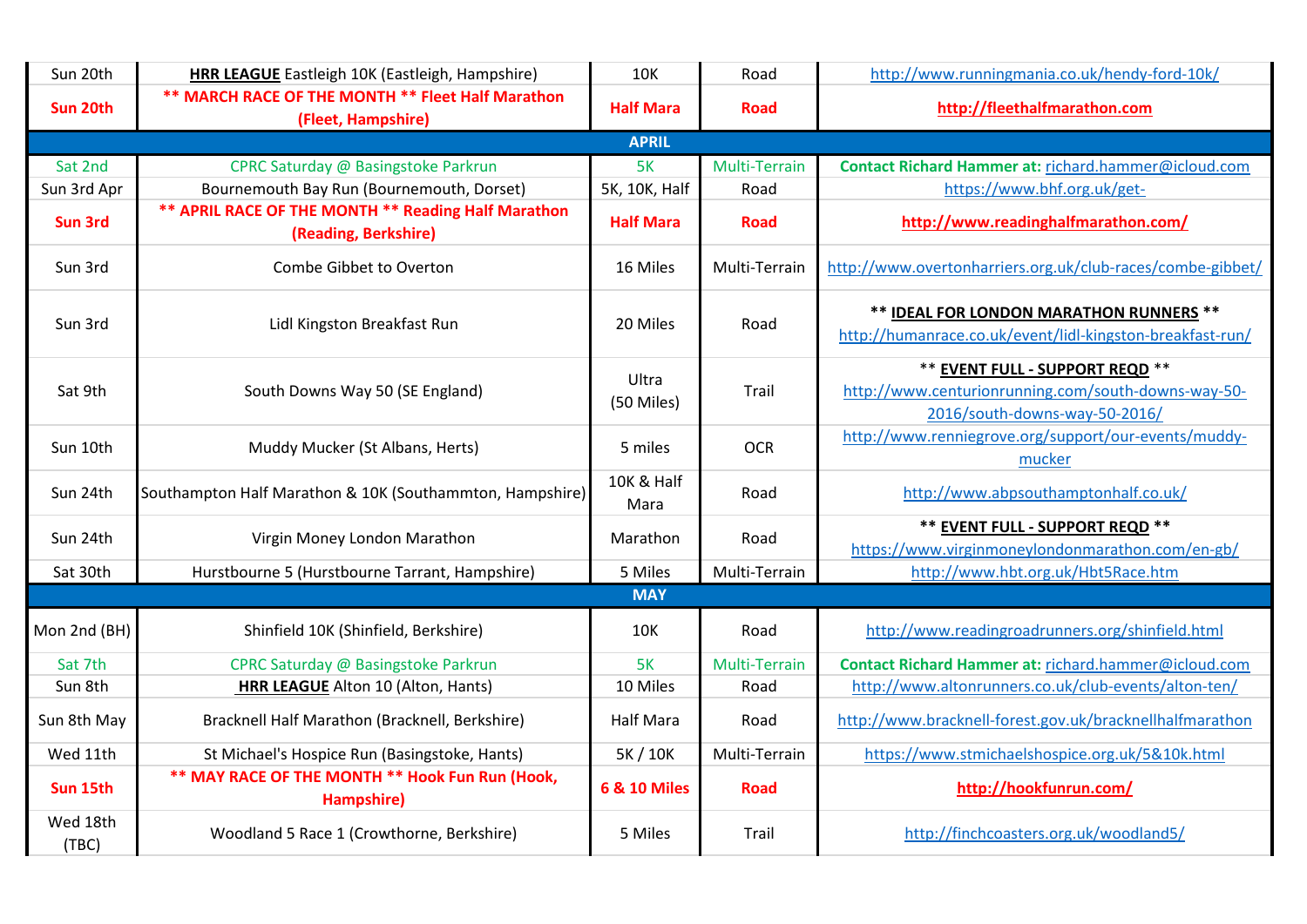| | | | | |
|---|---|---|---|---|
| Sun 20th | **HRR LEAGUE** Eastleigh 10K (Eastleigh, Hampshire) | 10K | Road | http://www.runningmania.co.uk/hendy-ford-10k/ |
| **Sun 20th** | **** MARCH RACE OF THE MONTH ** Fleet Half Marathon (Fleet, Hampshire)** | **Half Mara** | **Road** | **http://fleethalfmarathon.com** |
| | | **APRIL** | | |
| Sat 2nd | CPRC Saturday @ Basingstoke Parkrun | 5K | Multi-Terrain | **Contact Richard Hammer at:** richard.hammer@icloud.com |
| Sun 3rd Apr | Bournemouth Bay Run (Bournemouth, Dorset) | 5K, 10K, Half | Road | https://www.bhf.org.uk/get- |
| **Sun 3rd** | **** APRIL RACE OF THE MONTH ** Reading Half Marathon (Reading, Berkshire)** | **Half Mara** | **Road** | **http://www.readinghalfmarathon.com/** |
| Sun 3rd | Combe Gibbet to Overton | 16 Miles | Multi-Terrain | http://www.overtonharriers.org.uk/club-races/combe-gibbet/ |
| Sun 3rd | Lidl Kingston Breakfast Run | 20 Miles | Road | **** IDEAL FOR LONDON MARATHON RUNNERS **** http://humanrace.co.uk/event/lidl-kingston-breakfast-run/ |
| Sat 9th | South Downs Way 50 (SE England) | Ultra (50 Miles) | Trail | **** EVENT FULL - SUPPORT REQD **** http://www.centurionrunning.com/south-downs-way-50-2016/south-downs-way-50-2016/ |
| Sun 10th | Muddy Mucker (St Albans, Herts) | 5 miles | OCR | http://www.renniegrove.org/support/our-events/muddy-mucker |
| Sun 24th | Southampton Half Marathon & 10K (Southammton, Hampshire) | 10K & Half Mara | Road | http://www.abpsouthamptonhalf.co.uk/ |
| Sun 24th | Virgin Money London Marathon | Marathon | Road | **** EVENT FULL - SUPPORT REQD **** https://www.virginmoneylondonmarathon.com/en-gb/ |
| Sat 30th | Hurstbourne 5 (Hurstbourne Tarrant, Hampshire) | 5 Miles | Multi-Terrain | http://www.hbt.org.uk/Hbt5Race.htm |
| | | **MAY** | | |
| Mon 2nd (BH) | Shinfield 10K (Shinfield, Berkshire) | 10K | Road | http://www.readingroadrunners.org/shinfield.html |
| Sat 7th | CPRC Saturday @ Basingstoke Parkrun | 5K | Multi-Terrain | **Contact Richard Hammer at:** richard.hammer@icloud.com |
| Sun 8th | **HRR LEAGUE** Alton 10 (Alton, Hants) | 10 Miles | Road | http://www.altonrunners.co.uk/club-events/alton-ten/ |
| Sun 8th May | Bracknell Half Marathon (Bracknell, Berkshire) | Half Mara | Road | http://www.bracknell-forest.gov.uk/bracknellhalfmarathon |
| Wed 11th | St Michael's Hospice Run (Basingstoke, Hants) | 5K / 10K | Multi-Terrain | https://www.stmichaelshospice.org.uk/5&10k.html |
| **Sun 15th** | **** MAY RACE OF THE MONTH ** Hook Fun Run (Hook, Hampshire)** | **6 & 10 Miles** | **Road** | **http://hookfunrun.com/** |
| Wed 18th (TBC) | Woodland 5 Race 1 (Crowthorne, Berkshire) | 5 Miles | Trail | http://finchcoasters.org.uk/woodland5/ |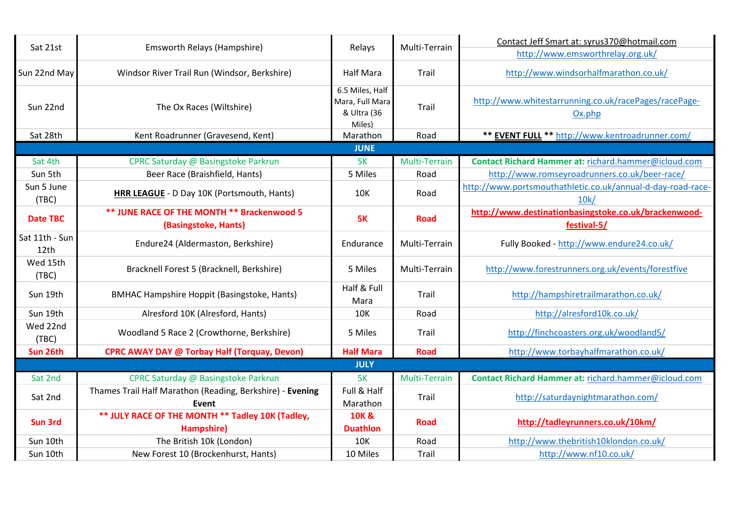| | | | | |
|---|---|---|---|---|
| Sat 21st | Emsworth Relays (Hampshire) | Relays | Multi-Terrain | Contact Jeff Smart at: syrus370@hotmail.com<br>http://www.emsworthrelay.org.uk/ |
| Sun 22nd May | Windsor River Trail Run (Windsor, Berkshire) | Half Mara | Trail | http://www.windsorhalfmarathon.co.uk/ |
| Sun 22nd | The Ox Races (Wiltshire) | 6.5 Miles, Half Mara, Full Mara & Ultra (36 Miles) | Trail | http://www.whitestarrunning.co.uk/racePages/racePage-Ox.php |
| Sat 28th | Kent Roadrunner (Gravesend, Kent) | Marathon | Road | ** **EVENT FULL** ** http://www.kentroadrunner.com/ |
| | | **JUNE** | | |
| Sat 4th | CPRC Saturday @ Basingstoke Parkrun | 5K | Multi-Terrain | **Contact Richard Hammer at:** richard.hammer@icloud.com |
| Sun 5th | Beer Race (Braishfield, Hants) | 5 Miles | Road | http://www.romseyroadrunners.co.uk/beer-race/ |
| Sun 5 June (TBC) | **HRR LEAGUE** - D Day 10K (Portsmouth, Hants) | 10K | Road | http://www.portsmouthathletic.co.uk/annual-d-day-road-race-10k/ |
| **Date TBC** | **** JUNE RACE OF THE MONTH ** Brackenwood 5 (Basingstoke, Hants)** | **5K** | **Road** | **http://www.destinationbasingstoke.co.uk/brackenwood-festival-5/** |
| Sat 11th - Sun 12th | Endure24 (Aldermaston, Berkshire) | Endurance | Multi-Terrain | Fully Booked - http://www.endure24.co.uk/ |
| Wed 15th (TBC) | Bracknell Forest 5 (Bracknell, Berkshire) | 5 Miles | Multi-Terrain | http://www.forestrunners.org.uk/events/forestfive |
| Sun 19th | BMHAC Hampshire Hoppit (Basingstoke, Hants) | Half & Full Mara | Trail | http://hampshiretrailmarathon.co.uk/ |
| Sun 19th | Alresford 10K (Alresford, Hants) | 10K | Road | http://alresford10k.co.uk/ |
| Wed 22nd (TBC) | Woodland 5 Race 2 (Crowthorne, Berkshire) | 5 Miles | Trail | http://finchcoasters.org.uk/woodland5/ |
| **Sun 26th** | **CPRC AWAY DAY @ Torbay Half (Torquay, Devon)** | **Half Mara** | **Road** | http://www.torbayhalfmarathon.co.uk/ |
| | | **JULY** | | |
| Sat 2nd | CPRC Saturday @ Basingstoke Parkrun | 5K | Multi-Terrain | **Contact Richard Hammer at:** richard.hammer@icloud.com |
| Sat 2nd | Thames Trail Half Marathon (Reading, Berkshire) - **Evening Event** | Full & Half Marathon | Trail | http://saturdaynightmarathon.com/ |
| **Sun 3rd** | **** JULY RACE OF THE MONTH ** Tadley 10K (Tadley, Hampshire)** | **10K & Duathlon** | **Road** | **http://tadleyrunners.co.uk/10km/** |
| Sun 10th | The British 10k (London) | 10K | Road | http://www.thebritish10klondon.co.uk/ |
| Sun 10th | New Forest 10 (Brockenhurst, Hants) | 10 Miles | Trail | http://www.nf10.co.uk/ |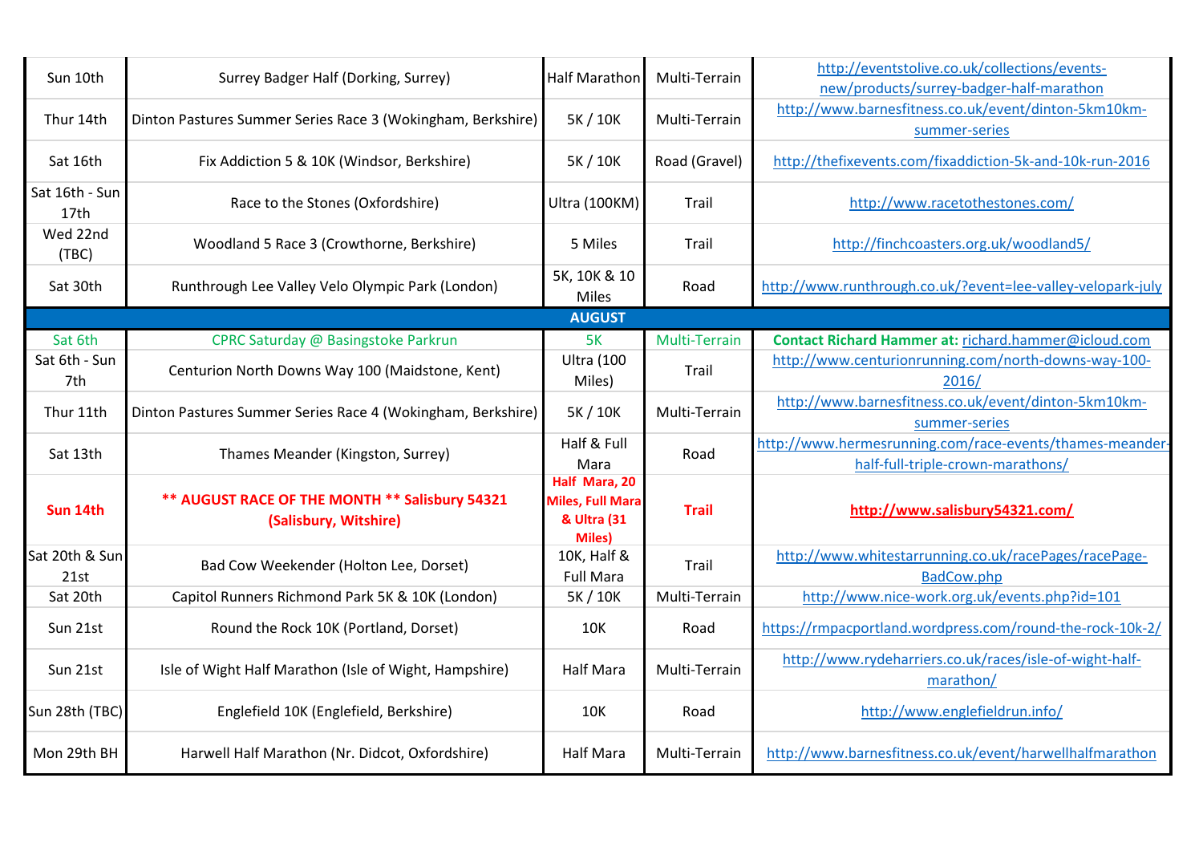| | | | | |
|---|---|---|---|---|
| Sun 10th | Surrey Badger Half (Dorking, Surrey) | Half Marathon | Multi-Terrain | http://eventstolive.co.uk/collections/events-new/products/surrey-badger-half-marathon |
| Thur 14th | Dinton Pastures Summer Series Race 3 (Wokingham, Berkshire) | 5K / 10K | Multi-Terrain | http://www.barnesfitness.co.uk/event/dinton-5km10km-summer-series |
| Sat 16th | Fix Addiction 5 & 10K (Windsor, Berkshire) | 5K / 10K | Road (Gravel) | http://thefixevents.com/fixaddiction-5k-and-10k-run-2016 |
| Sat 16th - Sun 17th | Race to the Stones (Oxfordshire) | Ultra (100KM) | Trail | http://www.racetothestones.com/ |
| Wed 22nd (TBC) | Woodland 5 Race 3 (Crowthorne, Berkshire) | 5 Miles | Trail | http://finchcoasters.org.uk/woodland5/ |
| Sat 30th | Runthrough Lee Valley Velo Olympic Park (London) | 5K, 10K & 10 Miles | Road | http://www.runthrough.co.uk/?event=lee-valley-velopark-july |
| | | **AUGUST** | | |
| Sat 6th | CPRC Saturday @ Basingstoke Parkrun | 5K | Multi-Terrain | **Contact Richard Hammer at:** richard.hammer@icloud.com |
| Sat 6th - Sun 7th | Centurion North Downs Way 100 (Maidstone, Kent) | Ultra (100 Miles) | Trail | http://www.centurionrunning.com/north-downs-way-100-2016/ |
| Thur 11th | Dinton Pastures Summer Series Race 4 (Wokingham, Berkshire) | 5K / 10K | Multi-Terrain | http://www.barnesfitness.co.uk/event/dinton-5km10km-summer-series |
| Sat 13th | Thames Meander (Kingston, Surrey) | Half & Full Mara | Road | http://www.hermesrunning.com/race-events/thames-meander-half-full-triple-crown-marathons/ |
| **Sun 14th** | **\*\* AUGUST RACE OF THE MONTH \*\* Salisbury 54321 (Salisbury, Witshire)** | **Half Mara, 20 Miles, Full Mara & Ultra (31 Miles)** | **Trail** | **http://www.salisbury54321.com/** |
| Sat 20th & Sun 21st | Bad Cow Weekender (Holton Lee, Dorset) | 10K, Half & Full Mara | Trail | http://www.whitestarrunning.co.uk/racePages/racePage-BadCow.php |
| Sat 20th | Capitol Runners Richmond Park 5K & 10K (London) | 5K / 10K | Multi-Terrain | http://www.nice-work.org.uk/events.php?id=101 |
| Sun 21st | Round the Rock 10K (Portland, Dorset) | 10K | Road | https://rmpacportland.wordpress.com/round-the-rock-10k-2/ |
| Sun 21st | Isle of Wight Half Marathon (Isle of Wight, Hampshire) | Half Mara | Multi-Terrain | http://www.rydeharriers.co.uk/races/isle-of-wight-half-marathon/ |
| Sun 28th (TBC) | Englefield 10K (Englefield, Berkshire) | 10K | Road | http://www.englefieldrun.info/ |
| Mon 29th BH | Harwell Half Marathon (Nr. Didcot, Oxfordshire) | Half Mara | Multi-Terrain | http://www.barnesfitness.co.uk/event/harwellhalfmarathon |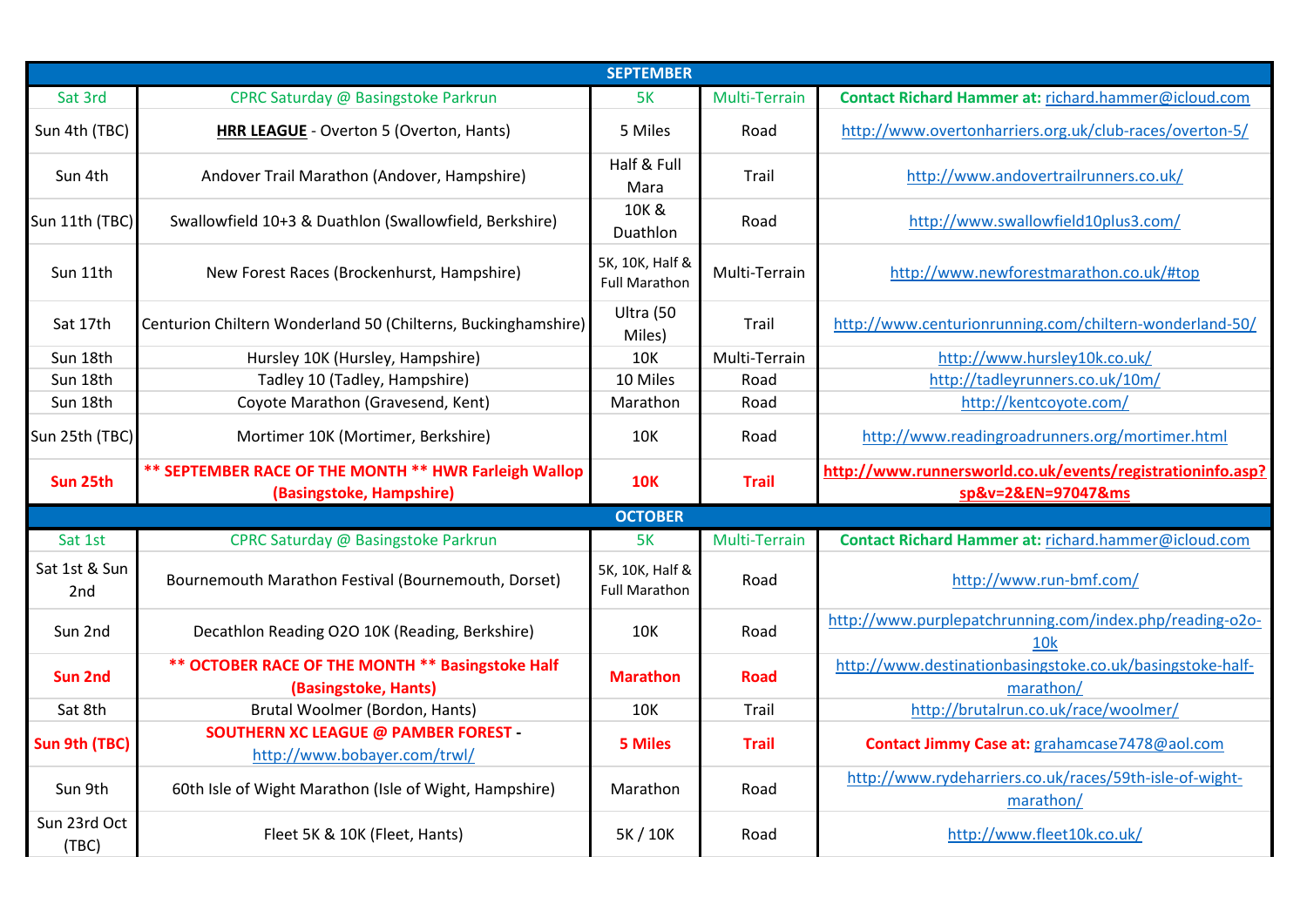| SEPTEMBER | | | | |
|---|---|---|---|---|
| Sat 3rd | CPRC Saturday @ Basingstoke Parkrun | 5K | Multi-Terrain | **Contact Richard Hammer at:** richard.hammer@icloud.com |
| Sun 4th (TBC) | **HRR LEAGUE** - Overton 5 (Overton, Hants) | 5 Miles | Road | http://www.overtonharriers.org.uk/club-races/overton-5/ |
| Sun 4th | Andover Trail Marathon (Andover, Hampshire) | Half & Full Mara | Trail | http://www.andovertrailrunners.co.uk/ |
| Sun 11th (TBC) | Swallowfield 10+3 & Duathlon (Swallowfield, Berkshire) | 10K & Duathlon | Road | http://www.swallowfield10plus3.com/ |
| Sun 11th | New Forest Races (Brockenhurst, Hampshire) | 5K, 10K, Half & Full Marathon | Multi-Terrain | http://www.newforestmarathon.co.uk/#top |
| Sat 17th | Centurion Chiltern Wonderland 50 (Chilterns, Buckinghamshire) | Ultra (50 Miles) | Trail | http://www.centurionrunning.com/chiltern-wonderland-50/ |
| Sun 18th | Hursley 10K (Hursley, Hampshire) | 10K | Multi-Terrain | http://www.hursley10k.co.uk/ |
| Sun 18th | Tadley 10 (Tadley, Hampshire) | 10 Miles | Road | http://tadleyrunners.co.uk/10m/ |
| Sun 18th | Coyote Marathon (Gravesend, Kent) | Marathon | Road | http://kentcoyote.com/ |
| Sun 25th (TBC) | Mortimer 10K (Mortimer, Berkshire) | 10K | Road | http://www.readingroadrunners.org/mortimer.html |
| **Sun 25th** | **\*\* SEPTEMBER RACE OF THE MONTH \*\* HWR Farleigh Wallop (Basingstoke, Hampshire)** | **10K** | **Trail** | **http://www.runnersworld.co.uk/events/registrationinfo.asp?sp&v=2&EN=97047&ms** |
| **OCTOBER** | | | | |
| Sat 1st | CPRC Saturday @ Basingstoke Parkrun | 5K | Multi-Terrain | **Contact Richard Hammer at:** richard.hammer@icloud.com |
| Sat 1st & Sun 2nd | Bournemouth Marathon Festival (Bournemouth, Dorset) | 5K, 10K, Half & Full Marathon | Road | http://www.run-bmf.com/ |
| Sun 2nd | Decathlon Reading O2O 10K (Reading, Berkshire) | 10K | Road | http://www.purplepatchrunning.com/index.php/reading-o2o-10k |
| **Sun 2nd** | **\*\* OCTOBER RACE OF THE MONTH \*\* Basingstoke Half (Basingstoke, Hants)** | **Marathon** | **Road** | http://www.destinationbasingstoke.co.uk/basingstoke-half-marathon/ |
| Sat 8th | Brutal Woolmer (Bordon, Hants) | 10K | Trail | http://brutalrun.co.uk/race/woolmer/ |
| **Sun 9th (TBC)** | **SOUTHERN XC LEAGUE @ PAMBER FOREST -** http://www.bobayer.com/trwl/ | **5 Miles** | **Trail** | **Contact Jimmy Case at:** grahamcase7478@aol.com |
| Sun 9th | 60th Isle of Wight Marathon (Isle of Wight, Hampshire) | Marathon | Road | http://www.rydeharriers.co.uk/races/59th-isle-of-wight-marathon/ |
| Sun 23rd Oct (TBC) | Fleet 5K & 10K (Fleet, Hants) | 5K / 10K | Road | http://www.fleet10k.co.uk/ |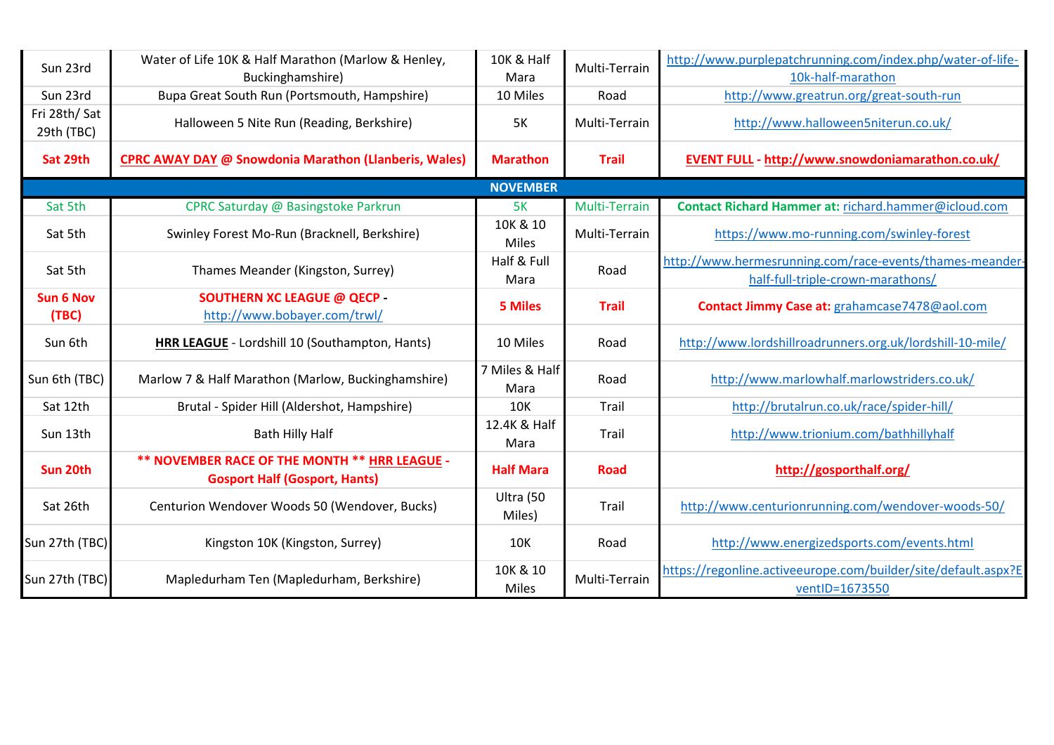| | | | | |
|---|---|---|---|---|
| Sun 23rd | Water of Life 10K & Half Marathon (Marlow & Henley, Buckinghamshire) | 10K & Half Mara | Multi-Terrain | http://www.purplepatchrunning.com/index.php/water-of-life-10k-half-marathon |
| Sun 23rd | Bupa Great South Run (Portsmouth, Hampshire) | 10 Miles | Road | http://www.greatrun.org/great-south-run |
| Fri 28th/ Sat 29th (TBC) | Halloween 5 Nite Run (Reading, Berkshire) | 5K | Multi-Terrain | http://www.halloween5niterun.co.uk/ |
| **Sat 29th** | **CPRC AWAY DAY @ Snowdonia Marathon (Llanberis, Wales)** | **Marathon** | **Trail** | **EVENT FULL - http://www.snowdoniamarathon.co.uk/** |
| | | **NOVEMBER** | | |
| Sat 5th | CPRC Saturday @ Basingstoke Parkrun | 5K | Multi-Terrain | **Contact Richard Hammer at:** richard.hammer@icloud.com |
| Sat 5th | Swinley Forest Mo-Run (Bracknell, Berkshire) | 10K & 10 Miles | Multi-Terrain | https://www.mo-running.com/swinley-forest |
| Sat 5th | Thames Meander (Kingston, Surrey) | Half & Full Mara | Road | http://www.hermesrunning.com/race-events/thames-meander-half-full-triple-crown-marathons/ |
| **Sun 6 Nov (TBC)** | **SOUTHERN XC LEAGUE @ QECP -** http://www.bobayer.com/trwl/ | **5 Miles** | **Trail** | **Contact Jimmy Case at:** grahamcase7478@aol.com |
| Sun 6th | **HRR LEAGUE** - Lordshill 10 (Southampton, Hants) | 10 Miles | Road | http://www.lordshillroadrunners.org.uk/lordshill-10-mile/ |
| Sun 6th (TBC) | Marlow 7 & Half Marathon (Marlow, Buckinghamshire) | 7 Miles & Half Mara | Road | http://www.marlowhalf.marlowstriders.co.uk/ |
| Sat 12th | Brutal - Spider Hill (Aldershot, Hampshire) | 10K | Trail | http://brutalrun.co.uk/race/spider-hill/ |
| Sun 13th | Bath Hilly Half | 12.4K & Half Mara | Trail | http://www.trionium.com/bathhillyhalf |
| **Sun 20th** | **** NOVEMBER RACE OF THE MONTH ** HRR LEAGUE - Gosport Half (Gosport, Hants)** | **Half Mara** | **Road** | **http://gosporthalf.org/** |
| Sat 26th | Centurion Wendover Woods 50 (Wendover, Bucks) | Ultra (50 Miles) | Trail | http://www.centurionrunning.com/wendover-woods-50/ |
| Sun 27th (TBC) | Kingston 10K (Kingston, Surrey) | 10K | Road | http://www.energizedsports.com/events.html |
| Sun 27th (TBC) | Mapledurham Ten (Mapledurham, Berkshire) | 10K & 10 Miles | Multi-Terrain | https://regonline.activeeurope.com/builder/site/default.aspx?EventID=1673550 |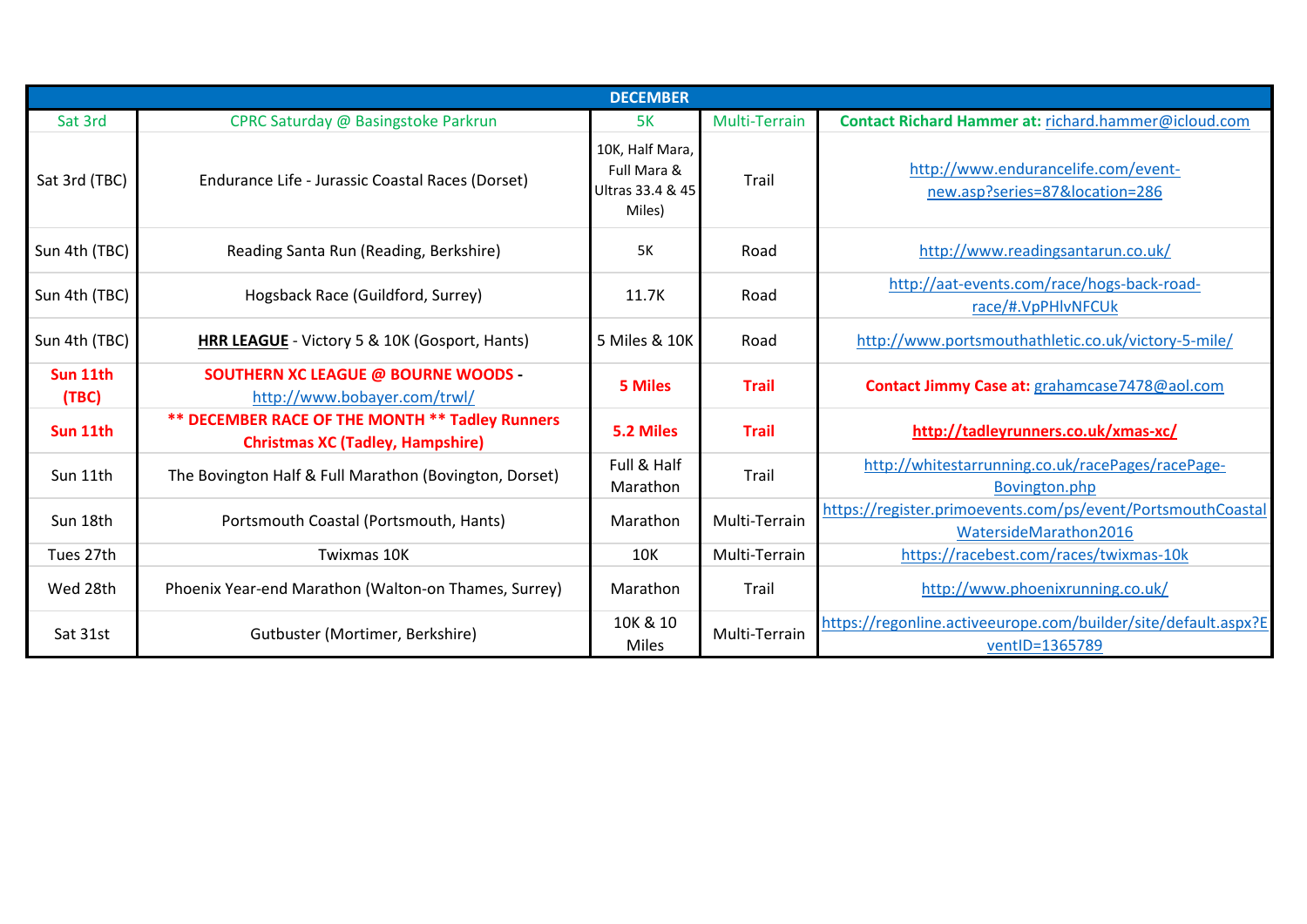| DECEMBER | | | | |
|---|---|---|---|---|
| Sat 3rd | CPRC Saturday @ Basingstoke Parkrun | 5K | Multi-Terrain | **Contact Richard Hammer at:** richard.hammer@icloud.com |
| Sat 3rd (TBC) | Endurance Life - Jurassic Coastal Races (Dorset) | 10K, Half Mara, Full Mara & Ultras 33.4 & 45 Miles) | Trail | http://www.endurancelife.com/event-new.asp?series=87&location=286 |
| Sun 4th (TBC) | Reading Santa Run (Reading, Berkshire) | 5K | Road | http://www.readingsantarun.co.uk/ |
| Sun 4th (TBC) | Hogsback Race (Guildford, Surrey) | 11.7K | Road | http://aat-events.com/race/hogs-back-road-race/#.VpPHlvNFCUk |
| Sun 4th (TBC) | **HRR LEAGUE** - Victory 5 & 10K (Gosport, Hants) | 5 Miles & 10K | Road | http://www.portsmouthathletic.co.uk/victory-5-mile/ |
| **Sun 11th (TBC)** | **SOUTHERN XC LEAGUE @ BOURNE WOODS -** http://www.bobayer.com/trwl/ | **5 Miles** | **Trail** | **Contact Jimmy Case at:** grahamcase7478@aol.com |
| **Sun 11th** | **** DECEMBER RACE OF THE MONTH ** Tadley Runners Christmas XC (Tadley, Hampshire)** | **5.2 Miles** | **Trail** | **http://tadleyrunners.co.uk/xmas-xc/** |
| Sun 11th | The Bovington Half & Full Marathon (Bovington, Dorset) | Full & Half Marathon | Trail | http://whitestarrunning.co.uk/racePages/racePage-Bovington.php |
| Sun 18th | Portsmouth Coastal (Portsmouth, Hants) | Marathon | Multi-Terrain | https://register.primoevents.com/ps/event/PortsmouthCoastalWatersideMarathon2016 |
| Tues 27th | Twixmas 10K | 10K | Multi-Terrain | https://racebest.com/races/twixmas-10k |
| Wed 28th | Phoenix Year-end Marathon (Walton-on Thames, Surrey) | Marathon | Trail | http://www.phoenixrunning.co.uk/ |
| Sat 31st | Gutbuster (Mortimer, Berkshire) | 10K & 10 Miles | Multi-Terrain | https://regonline.activeeurope.com/builder/site/default.aspx?EventID=1365789 |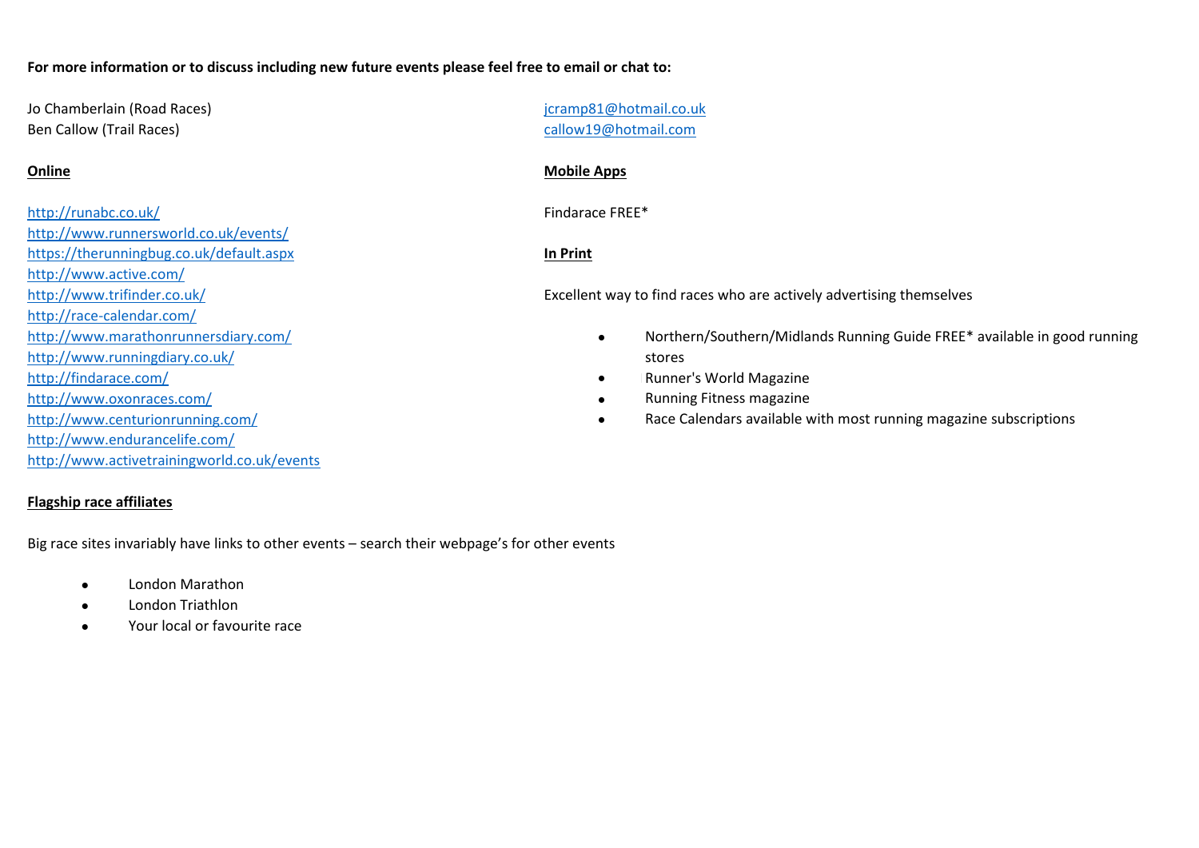**For more information or to discuss including new future events please feel free to email or chat to:**

Jo Chamberlain (Road Races) jcramp81@hotmail.co.uk
Ben Callow (Trail Races) callow19@hotmail.com

**Online**

http://runabc.co.uk/
http://www.runnersworld.co.uk/events/
https://therunningbug.co.uk/default.aspx
http://www.active.com/
http://www.trifinder.co.uk/
http://race-calendar.com/
http://www.marathonrunnersdiary.com/
http://www.runningdiary.co.uk/
http://findarace.com/
http://www.oxonraces.com/
http://www.centurionrunning.com/
http://www.endurancelife.com/
http://www.activetrainingworld.co.uk/events

**Flagship race affiliates**

Big race sites invariably have links to other events – search their webpage's for other events

- London Marathon
- London Triathlon
- Your local or favourite race

**Mobile Apps**

Findarace FREE*

**In Print**

Excellent way to find races who are actively advertising themselves

- Northern/Southern/Midlands Running Guide FREE* available in good running stores
- Runner's World Magazine
- Running Fitness magazine
- Race Calendars available with most running magazine subscriptions